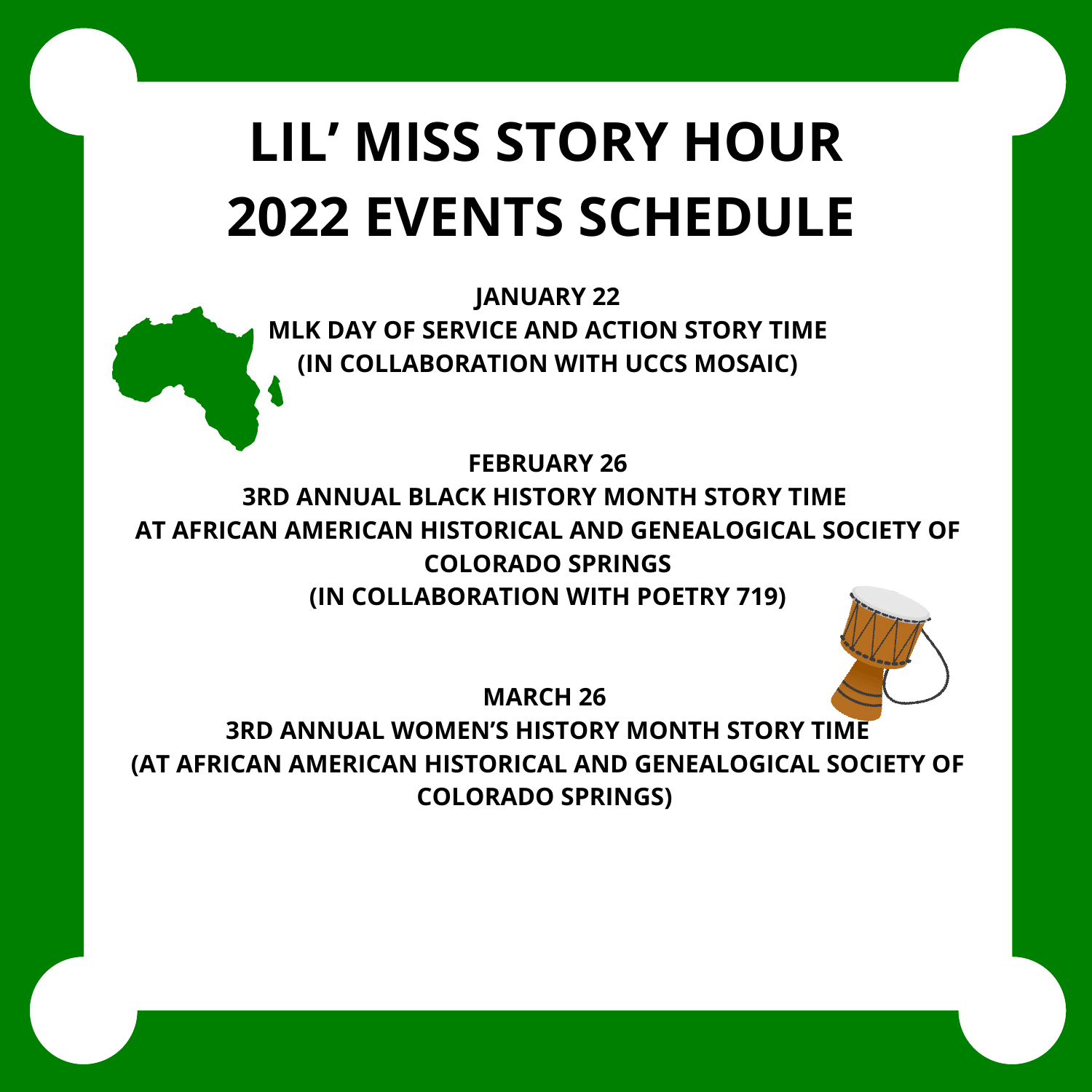# LIL' MISS STORY HOUR
# 2022 EVENTS SCHEDULE

**JANUARY 22**
**MLK DAY OF SERVICE AND ACTION STORY TIME**
**(IN COLLABORATION WITH UCCS MOSAIC)**

**FEBRUARY 26**
**3RD ANNUAL BLACK HISTORY MONTH STORY TIME**
**AT AFRICAN AMERICAN HISTORICAL AND GENEALOGICAL SOCIETY OF COLORADO SPRINGS**
**(IN COLLABORATION WITH POETRY 719)**

**MARCH 26**
**3RD ANNUAL WOMEN'S HISTORY MONTH STORY TIME**
**(AT AFRICAN AMERICAN HISTORICAL AND GENEALOGICAL SOCIETY OF COLORADO SPRINGS)**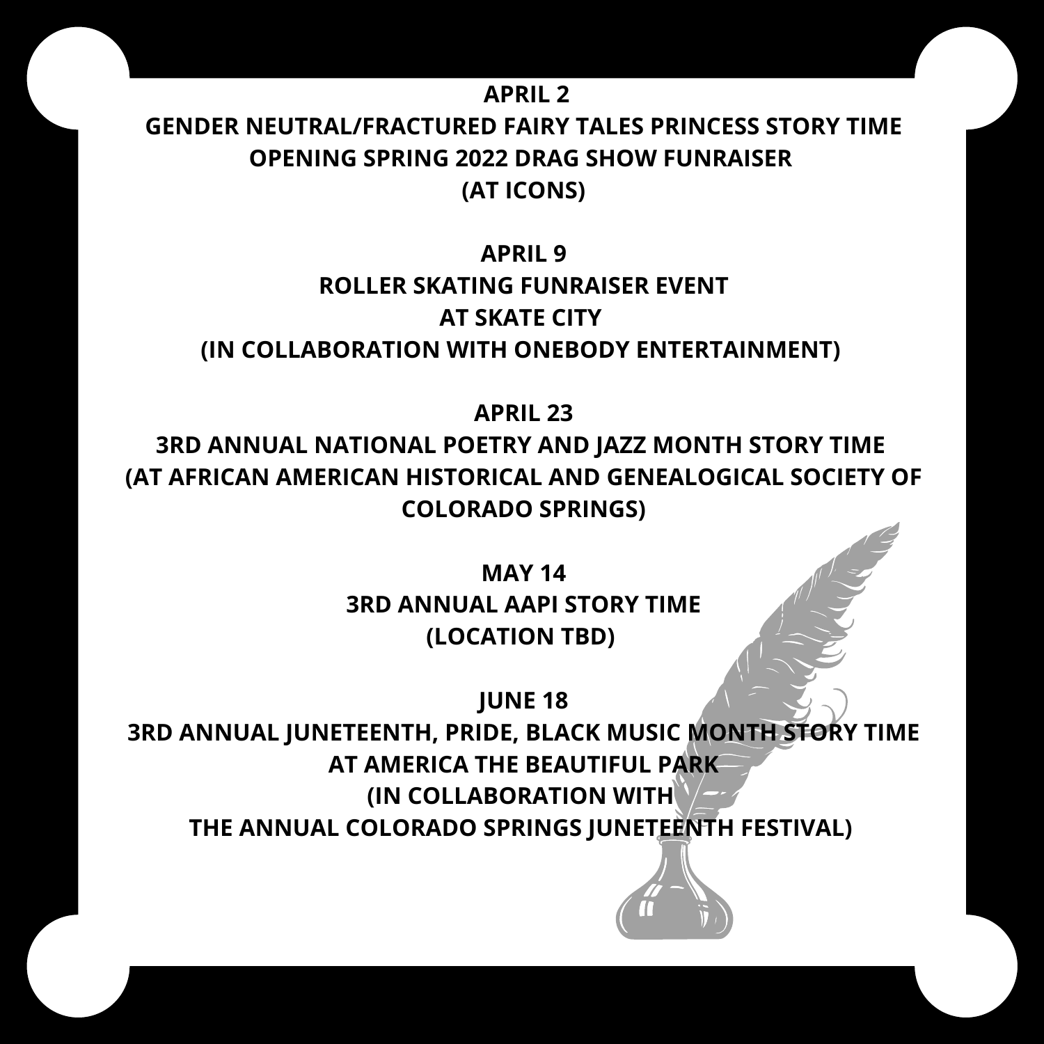**APRIL 2**
**GENDER NEUTRAL/FRACTURED FAIRY TALES PRINCESS STORY TIME**
**OPENING SPRING 2022 DRAG SHOW FUNRAISER**
**(AT ICONS)**

**APRIL 9**
**ROLLER SKATING FUNRAISER EVENT**
**AT SKATE CITY**
**(IN COLLABORATION WITH ONEBODY ENTERTAINMENT)**

**APRIL 23**
**3RD ANNUAL NATIONAL POETRY AND JAZZ MONTH STORY TIME**
**(AT AFRICAN AMERICAN HISTORICAL AND GENEALOGICAL SOCIETY OF COLORADO SPRINGS)**

**MAY 14**
**3RD ANNUAL AAPI STORY TIME**
**(LOCATION TBD)**

**JUNE 18**
**3RD ANNUAL JUNETEENTH, PRIDE, BLACK MUSIC MONTH STORY TIME**
**AT AMERICA THE BEAUTIFUL PARK**
**(IN COLLABORATION WITH**
**THE ANNUAL COLORADO SPRINGS JUNETEENTH FESTIVAL)**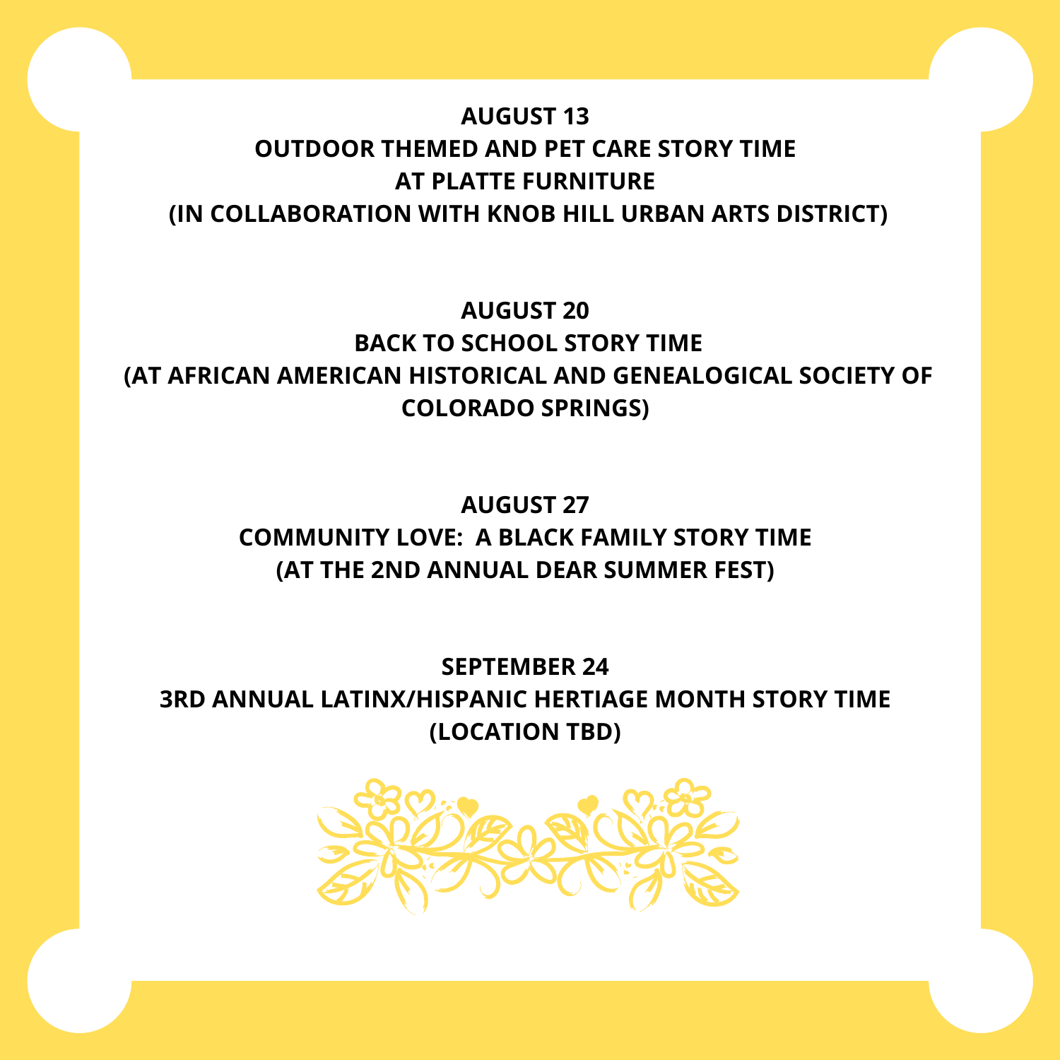**AUGUST 13**

**OUTDOOR THEMED AND PET CARE STORY TIME**

**AT PLATTE FURNITURE**

**(IN COLLABORATION WITH KNOB HILL URBAN ARTS DISTRICT)**

**AUGUST 20**

**BACK TO SCHOOL STORY TIME**

**(AT AFRICAN AMERICAN HISTORICAL AND GENEALOGICAL SOCIETY OF COLORADO SPRINGS)**

**AUGUST 27**

**COMMUNITY LOVE: A BLACK FAMILY STORY TIME**

**(AT THE 2ND ANNUAL DEAR SUMMER FEST)**

**SEPTEMBER 24**

**3RD ANNUAL LATINX/HISPANIC HERTIAGE MONTH STORY TIME**

**(LOCATION TBD)**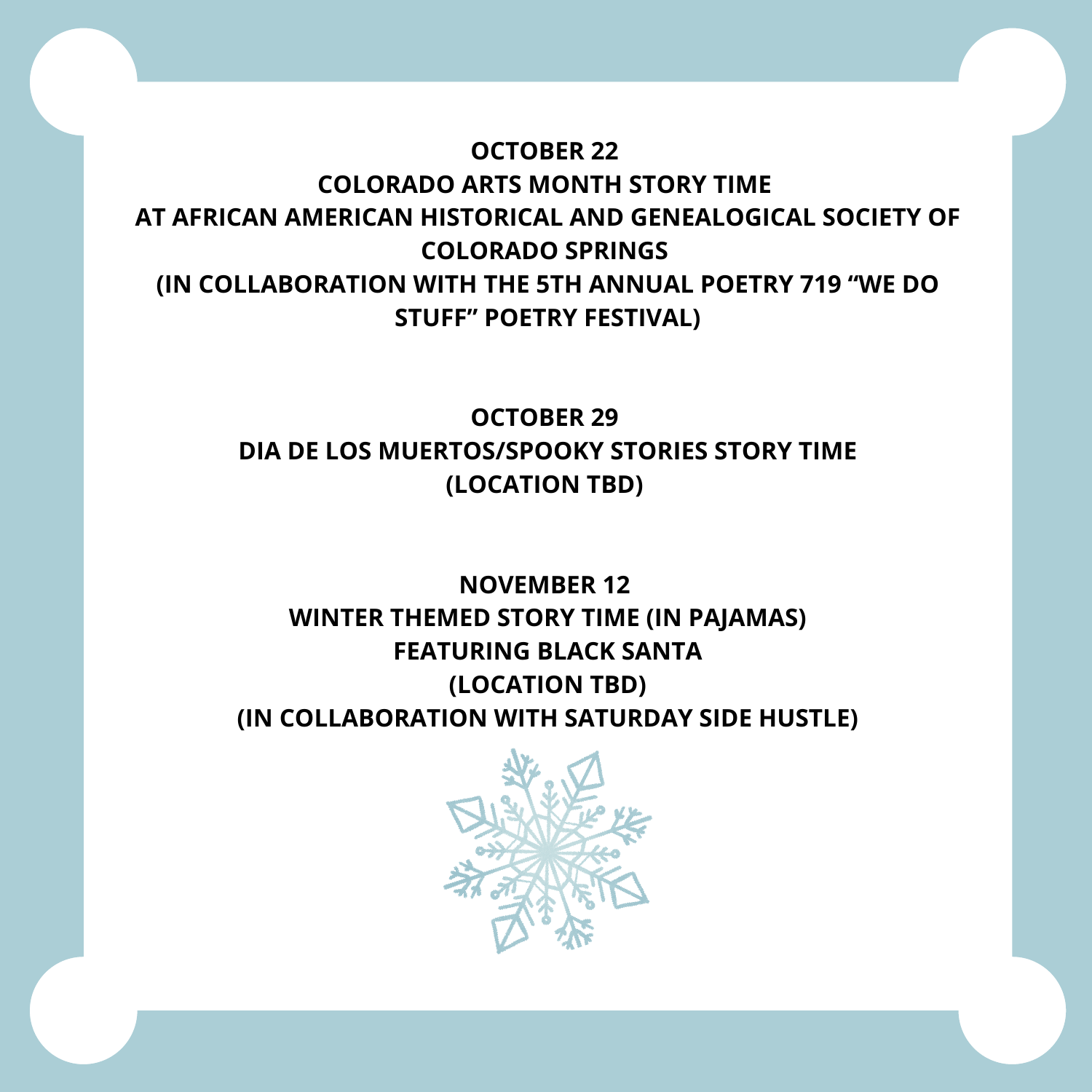**OCTOBER 22**
**COLORADO ARTS MONTH STORY TIME**
**AT AFRICAN AMERICAN HISTORICAL AND GENEALOGICAL SOCIETY OF COLORADO SPRINGS**
**(IN COLLABORATION WITH THE 5TH ANNUAL POETRY 719 “WE DO STUFF” POETRY FESTIVAL)**

**OCTOBER 29**
**DIA DE LOS MUERTOS/SPOOKY STORIES STORY TIME**
**(LOCATION TBD)**

**NOVEMBER 12**
**WINTER THEMED STORY TIME (IN PAJAMAS)**
**FEATURING BLACK SANTA**
**(LOCATION TBD)**
**(IN COLLABORATION WITH SATURDAY SIDE HUSTLE)**